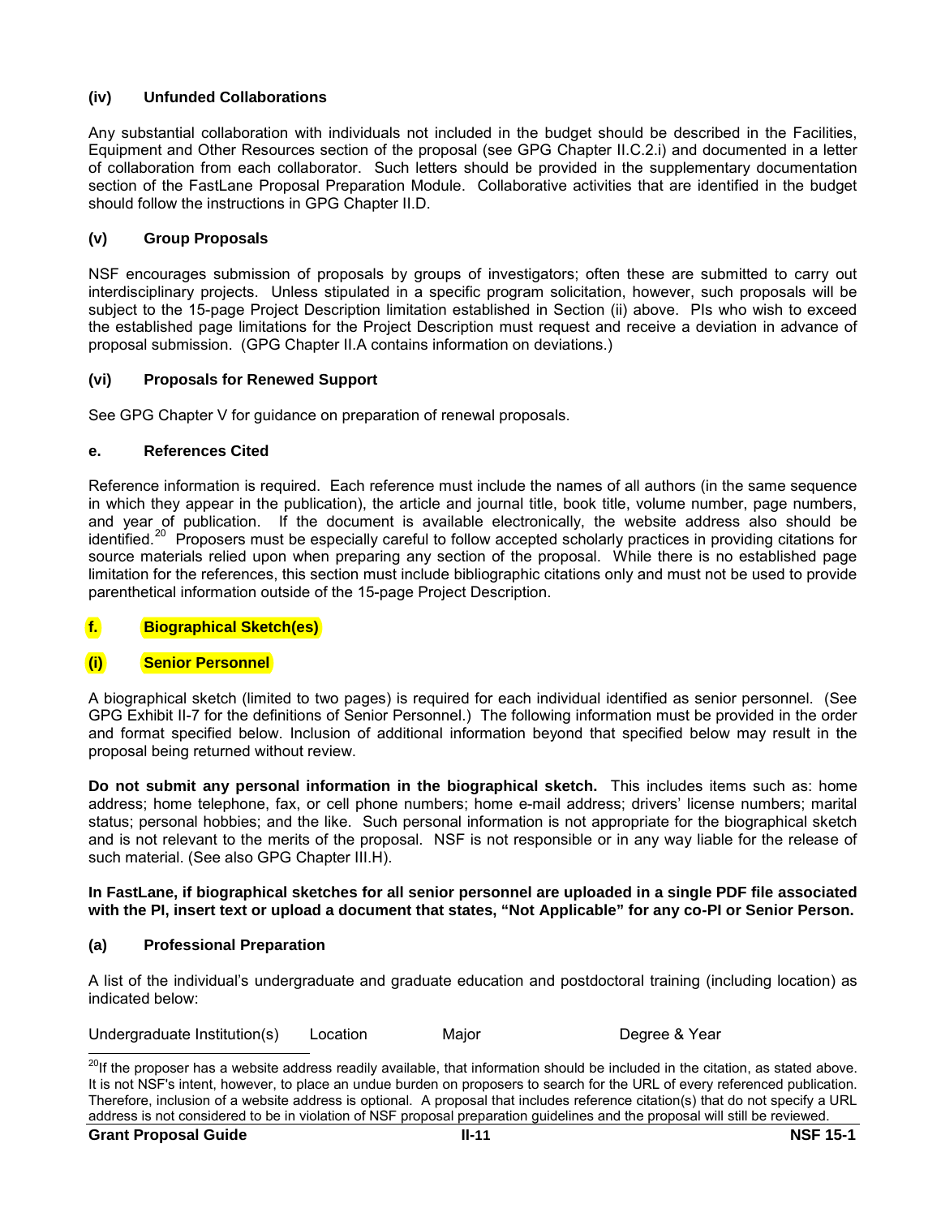### (iv) Unfunded Collaborations

Any substantial collaboration with individuals not included in the budget should be described in the Facilities, Equipment and Other Resources section of the proposal (see GPG Chapter II.C.2.i) and documented in a letter of collaboration from each collaborator. Such letters should be provided in the supplementary documentation section of the FastLane Proposal Preparation Module. Collaborative activities that are identified in the budget should follow the instructions in GPG Chapter II.D.

### (v) Group Proposals

NSF encourages submission of proposals by groups of investigators; often these are submitted to carry out interdisciplinary projects. Unless stipulated in a specific program solicitation, however, such proposals will be subject to the 15-page Project Description limitation established in Section (ii) above. PIs who wish to exceed the established page limitations for the Project Description must request and receive a deviation in advance of proposal submission. (GPG Chapter II.A contains information on deviations.)

### (vi) Proposals for Renewed Support

See GPG Chapter V for guidance on preparation of renewal proposals.

## e. References Cited

Reference information is required. Each reference must include the names of all authors (in the same sequence in which they appear in the publication), the article and journal title, book title, volume number, page numbers, and year of publication. If the document is available electronically, the website address also should be identified.[20] Proposers must be especially careful to follow accepted scholarly practices in providing citations for source materials relied upon when preparing any section of the proposal. While there is no established page limitation for the references, this section must include bibliographic citations only and must not be used to provide parenthetical information outside of the 15-page Project Description.

## f. Biographical Sketch(es)

### (i) Senior Personnel

A biographical sketch (limited to two pages) is required for each individual identified as senior personnel. (See GPG Exhibit II-7 for the definitions of Senior Personnel.) The following information must be provided in the order and format specified below. Inclusion of additional information beyond that specified below may result in the proposal being returned without review.

**Do not submit any personal information in the biographical sketch.** This includes items such as: home address; home telephone, fax, or cell phone numbers; home e-mail address; drivers' license numbers; marital status; personal hobbies; and the like. Such personal information is not appropriate for the biographical sketch and is not relevant to the merits of the proposal. NSF is not responsible or in any way liable for the release of such material. (See also GPG Chapter III.H).

**In FastLane, if biographical sketches for all senior personnel are uploaded in a single PDF file associated with the PI, insert text or upload a document that states, "Not Applicable" for any co-PI or Senior Person.**

#### (a) Professional Preparation

A list of the individual's undergraduate and graduate education and postdoctoral training (including location) as indicated below:

Undergraduate Institution(s) Location Major Degree & Year

---

[20] If the proposer has a website address readily available, that information should be included in the citation, as stated above. It is not NSF's intent, however, to place an undue burden on proposers to search for the URL of every referenced publication. Therefore, inclusion of a website address is optional. A proposal that includes reference citation(s) that do not specify a URL address is not considered to be in violation of NSF proposal preparation guidelines and the proposal will still be reviewed.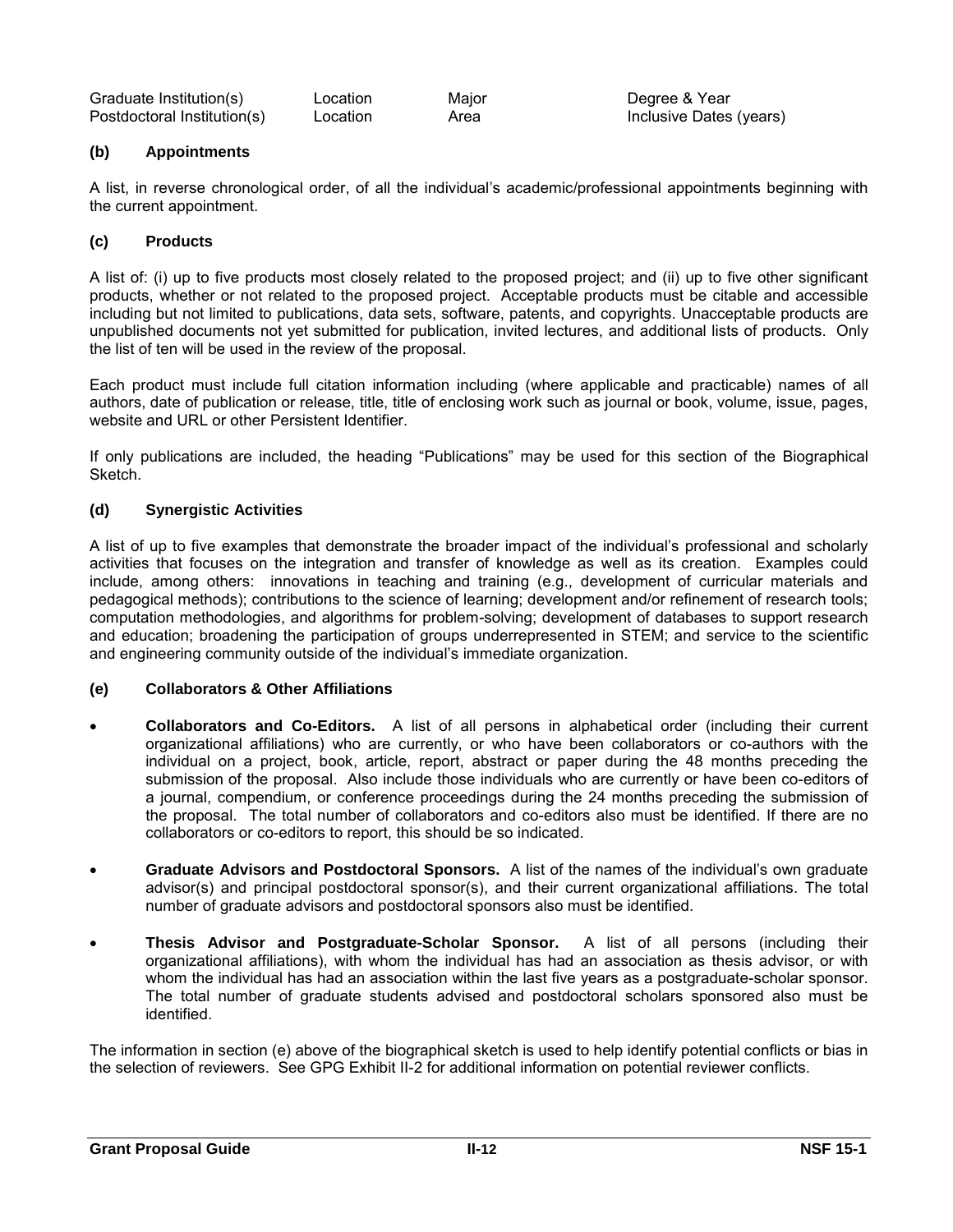| Graduate Institution(s) | Location | Major | Degree & Year |
|---|---|---|---|
| Postdoctoral Institution(s) | Location | Area | Inclusive Dates (years) |

**(b) Appointments**

A list, in reverse chronological order, of all the individual's academic/professional appointments beginning with the current appointment.

**(c) Products**

A list of: (i) up to five products most closely related to the proposed project; and (ii) up to five other significant products, whether or not related to the proposed project. Acceptable products must be citable and accessible including but not limited to publications, data sets, software, patents, and copyrights. Unacceptable products are unpublished documents not yet submitted for publication, invited lectures, and additional lists of products. Only the list of ten will be used in the review of the proposal.

Each product must include full citation information including (where applicable and practicable) names of all authors, date of publication or release, title, title of enclosing work such as journal or book, volume, issue, pages, website and URL or other Persistent Identifier.

If only publications are included, the heading "Publications" may be used for this section of the Biographical Sketch.

**(d) Synergistic Activities**

A list of up to five examples that demonstrate the broader impact of the individual's professional and scholarly activities that focuses on the integration and transfer of knowledge as well as its creation. Examples could include, among others: innovations in teaching and training (e.g., development of curricular materials and pedagogical methods); contributions to the science of learning; development and/or refinement of research tools; computation methodologies, and algorithms for problem-solving; development of databases to support research and education; broadening the participation of groups underrepresented in STEM; and service to the scientific and engineering community outside of the individual's immediate organization.

**(e) Collaborators & Other Affiliations**

- **Collaborators and Co-Editors.** A list of all persons in alphabetical order (including their current organizational affiliations) who are currently, or who have been collaborators or co-authors with the individual on a project, book, article, report, abstract or paper during the 48 months preceding the submission of the proposal. Also include those individuals who are currently or have been co-editors of a journal, compendium, or conference proceedings during the 24 months preceding the submission of the proposal. The total number of collaborators and co-editors also must be identified. If there are no collaborators or co-editors to report, this should be so indicated.
- **Graduate Advisors and Postdoctoral Sponsors.** A list of the names of the individual's own graduate advisor(s) and principal postdoctoral sponsor(s), and their current organizational affiliations. The total number of graduate advisors and postdoctoral sponsors also must be identified.
- **Thesis Advisor and Postgraduate-Scholar Sponsor.** A list of all persons (including their organizational affiliations), with whom the individual has had an association as thesis advisor, or with whom the individual has had an association within the last five years as a postgraduate-scholar sponsor. The total number of graduate students advised and postdoctoral scholars sponsored also must be identified.

The information in section (e) above of the biographical sketch is used to help identify potential conflicts or bias in the selection of reviewers. See GPG Exhibit II-2 for additional information on potential reviewer conflicts.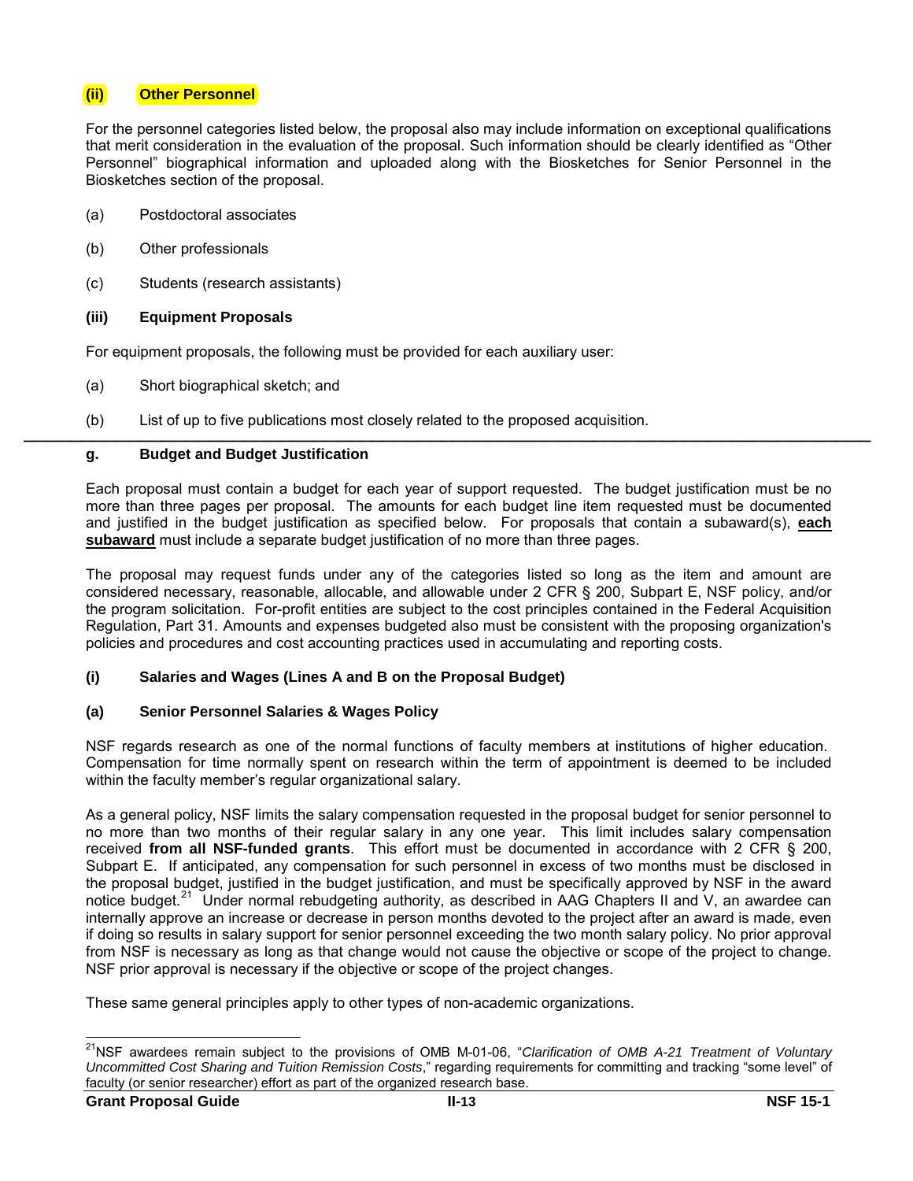**(ii) Other Personnel**

For the personnel categories listed below, the proposal also may include information on exceptional qualifications that merit consideration in the evaluation of the proposal. Such information should be clearly identified as "Other Personnel" biographical information and uploaded along with the Biosketches for Senior Personnel in the Biosketches section of the proposal.

(a) Postdoctoral associates

(b) Other professionals

(c) Students (research assistants)

**(iii) Equipment Proposals**

For equipment proposals, the following must be provided for each auxiliary user:

(a) Short biographical sketch; and

(b) List of up to five publications most closely related to the proposed acquisition.

---

**g. Budget and Budget Justification**

Each proposal must contain a budget for each year of support requested. The budget justification must be no more than three pages per proposal. The amounts for each budget line item requested must be documented and justified in the budget justification as specified below. For proposals that contain a subaward(s), **each subaward** must include a separate budget justification of no more than three pages.

The proposal may request funds under any of the categories listed so long as the item and amount are considered necessary, reasonable, allocable, and allowable under 2 CFR § 200, Subpart E, NSF policy, and/or the program solicitation. For-profit entities are subject to the cost principles contained in the Federal Acquisition Regulation, Part 31. Amounts and expenses budgeted also must be consistent with the proposing organization's policies and procedures and cost accounting practices used in accumulating and reporting costs.

**(i) Salaries and Wages (Lines A and B on the Proposal Budget)**

**(a) Senior Personnel Salaries & Wages Policy**

NSF regards research as one of the normal functions of faculty members at institutions of higher education. Compensation for time normally spent on research within the term of appointment is deemed to be included within the faculty member's regular organizational salary.

As a general policy, NSF limits the salary compensation requested in the proposal budget for senior personnel to no more than two months of their regular salary in any one year. This limit includes salary compensation received **from all NSF-funded grants**. This effort must be documented in accordance with 2 CFR § 200, Subpart E. If anticipated, any compensation for such personnel in excess of two months must be disclosed in the proposal budget, justified in the budget justification, and must be specifically approved by NSF in the award notice budget.[21] Under normal rebudgeting authority, as described in AAG Chapters II and V, an awardee can internally approve an increase or decrease in person months devoted to the project after an award is made, even if doing so results in salary support for senior personnel exceeding the two month salary policy. No prior approval from NSF is necessary as long as that change would not cause the objective or scope of the project to change. NSF prior approval is necessary if the objective or scope of the project changes.

These same general principles apply to other types of non-academic organizations.

[21] NSF awardees remain subject to the provisions of OMB M-01-06, "*Clarification of OMB A-21 Treatment of Voluntary Uncommitted Cost Sharing and Tuition Remission Costs*," regarding requirements for committing and tracking "some level" of faculty (or senior researcher) effort as part of the organized research base.